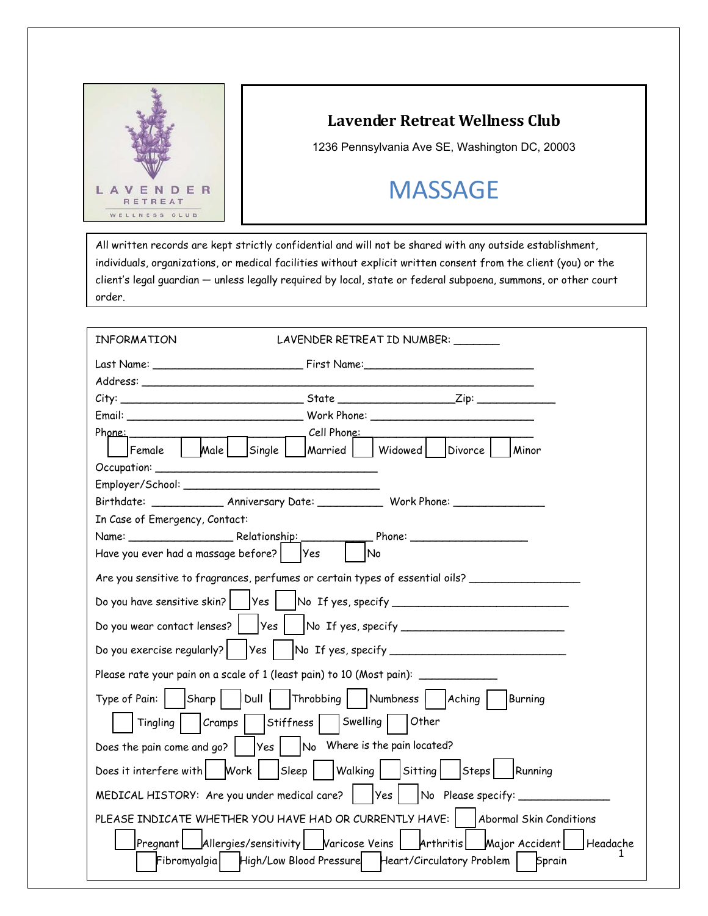# Lavender Retreat Wellness Club

1236 Pennsylvania Ave SE, Washington DC, 20003

## MASSAGE

All written records are kept strictly confidential and will not be shared with any outside establishment, individuals, organizations, or medical facilities without explicit written consent from the client (you) or the client's legal guardian — unless legally required by local, state or federal subpoena, summons, or other court order.

INFORMATION LAVENDER RETREAT ID NUMBER: _______

Last Name: ________________________ First Name:___________________________

Address: ______________________________________________________________

City: ______________________________ State __________________Zip: ____________

Email: ____________________________ Work Phone: __________________________

Phone: ____________________________ Cell Phone: __________________________

☐ Female ☐ Male ☐ Single ☐ Married ☐ Widowed ☐ Divorce ☐ Minor

Occupation: ______________________________________

Employer/School: _________________________________

Birthdate: ___________ Anniversary Date: __________ Work Phone: ______________

In Case of Emergency, Contact:

Name: _________________ Relationship: ___________ Phone: ___________________

Have you ever had a massage before? ☐ Yes ☐ No

Are you sensitive to fragrances, perfumes or certain types of essential oils? __________________

Do you have sensitive skin? ☐ Yes ☐ No If yes, specify ____________________________

Do you wear contact lenses? ☐ Yes ☐ No If yes, specify __________________________

Do you exercise regularly? ☐ Yes ☐ No If yes, specify ____________________________

Please rate your pain on a scale of 1 (least pain) to 10 (Most pain): ____________

Type of Pain: ☐ Sharp ☐ Dull ☐ Throbbing ☐ Numbness ☐ Aching ☐ Burning

☐ Tingling ☐ Cramps ☐ Stiffness ☐ Swelling ☐ Other

Does the pain come and go? ☐ Yes ☐ No Where is the pain located?

Does it interfere with ☐ Work ☐ Sleep ☐ Walking ☐ Sitting ☐ Steps ☐ Running

MEDICAL HISTORY: Are you under medical care? ☐ Yes ☐ No Please specify: ______________

PLEASE INDICATE WHETHER YOU HAVE HAD OR CURRENTLY HAVE: ☐ Abormal Skin Conditions

☐ Pregnant ☐ Allergies/sensitivity ☐ Varicose Veins ☐ Arthritis ☐ Major Accident ☐ Headache

☐ Fibromyalgia ☐ High/Low Blood Pressure ☐ Heart/Circulatory Problem ☐ Sprain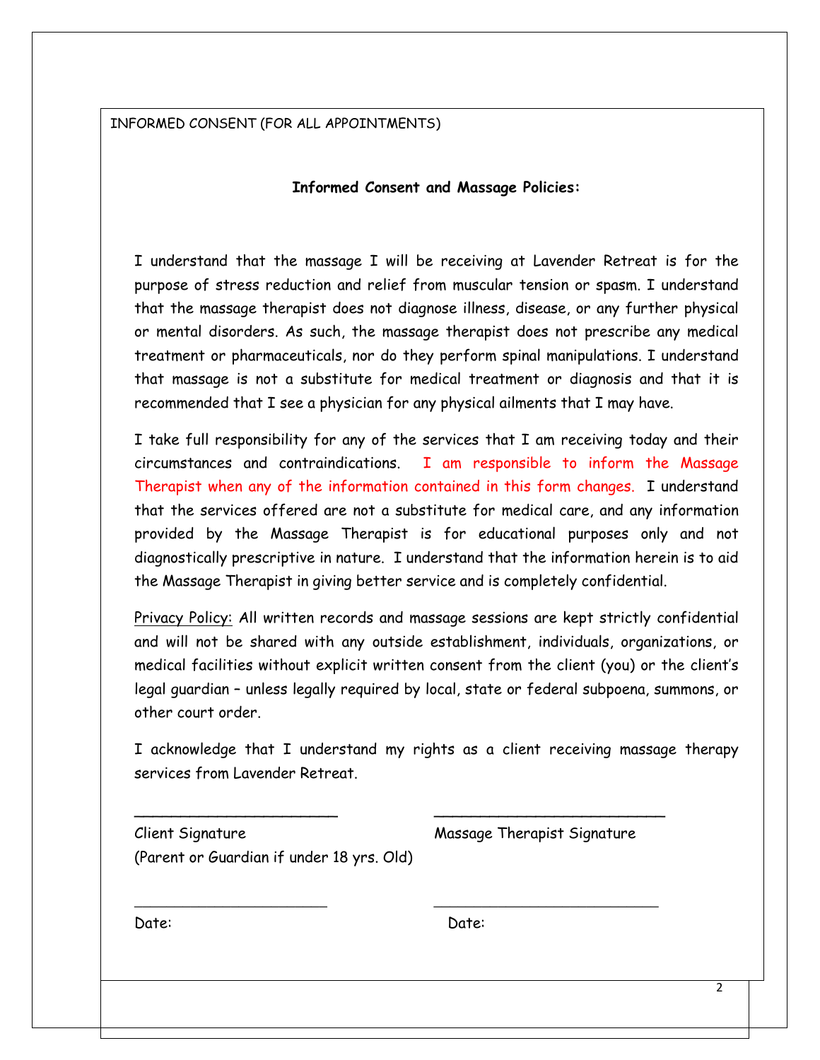INFORMED CONSENT (FOR ALL APPOINTMENTS)

**Informed Consent and Massage Policies:**

I understand that the massage I will be receiving at Lavender Retreat is for the purpose of stress reduction and relief from muscular tension or spasm. I understand that the massage therapist does not diagnose illness, disease, or any further physical or mental disorders. As such, the massage therapist does not prescribe any medical treatment or pharmaceuticals, nor do they perform spinal manipulations. I understand that massage is not a substitute for medical treatment or diagnosis and that it is recommended that I see a physician for any physical ailments that I may have.

I take full responsibility for any of the services that I am receiving today and their circumstances and contraindications. I am responsible to inform the Massage Therapist when any of the information contained in this form changes. I understand that the services offered are not a substitute for medical care, and any information provided by the Massage Therapist is for educational purposes only and not diagnostically prescriptive in nature. I understand that the information herein is to aid the Massage Therapist in giving better service and is completely confidential.

Privacy Policy: All written records and massage sessions are kept strictly confidential and will not be shared with any outside establishment, individuals, organizations, or medical facilities without explicit written consent from the client (you) or the client's legal guardian – unless legally required by local, state or federal subpoena, summons, or other court order.

I acknowledge that I understand my rights as a client receiving massage therapy services from Lavender Retreat.

______________________ ______________________

Client Signature (Parent or Guardian if under 18 yrs. Old) Massage Therapist Signature

______________________ ______________________

Date: Date: